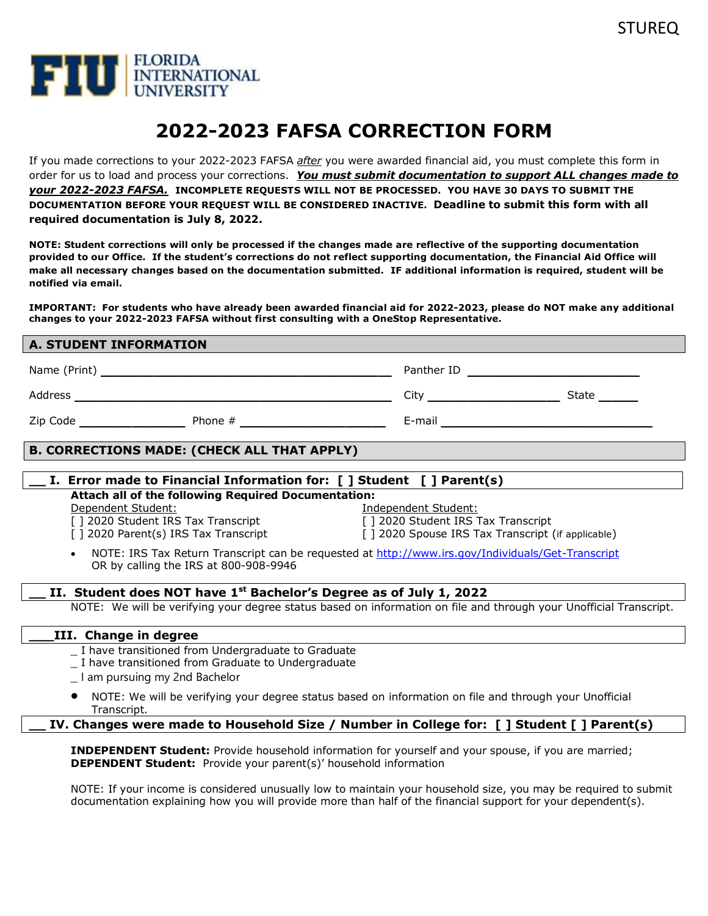STUREQ

FLORIDA INTERNATIONAL UNIVERSITY

# 2022-2023 FAFSA CORRECTION FORM

If you made corrections to your 2022-2023 FAFSA *after* you were awarded financial aid, you must complete this form in order for us to load and process your corrections. ***You must submit documentation to support ALL changes made to your 2022-2023 FAFSA.*** **INCOMPLETE REQUESTS WILL NOT BE PROCESSED. YOU HAVE 30 DAYS TO SUBMIT THE DOCUMENTATION BEFORE YOUR REQUEST WILL BE CONSIDERED INACTIVE. Deadline to submit this form with all required documentation is July 8, 2022.**

**NOTE: Student corrections will only be processed if the changes made are reflective of the supporting documentation provided to our Office. If the student's corrections do not reflect supporting documentation, the Financial Aid Office will make all necessary changes based on the documentation submitted. IF additional information is required, student will be notified via email.**

**IMPORTANT: For students who have already been awarded financial aid for 2022-2023, please do NOT make any additional changes to your 2022-2023 FAFSA without first consulting with a OneStop Representative.**

## A. STUDENT INFORMATION

Name (Print) ______________________________ Panther ID ____________________

Address ______________________________ City ________________ State _____

Zip Code ____________ Phone # ________________ E-mail ________________________

## B. CORRECTIONS MADE: (CHECK ALL THAT APPLY)

### __ I. Error made to Financial Information for: [ ] Student [ ] Parent(s)

**Attach all of the following Required Documentation:**

Dependent Student:
[ ] 2020 Student IRS Tax Transcript
[ ] 2020 Parent(s) IRS Tax Transcript

Independent Student:
[ ] 2020 Student IRS Tax Transcript
[ ] 2020 Spouse IRS Tax Transcript (if applicable)

- NOTE: IRS Tax Return Transcript can be requested at http://www.irs.gov/Individuals/Get-Transcript OR by calling the IRS at 800-908-9946

### __ II. Student does NOT have 1st Bachelor's Degree as of July 1, 2022

NOTE: We will be verifying your degree status based on information on file and through your Unofficial Transcript.

### ___III. Change in degree

_ I have transitioned from Undergraduate to Graduate
_ I have transitioned from Graduate to Undergraduate
_ I am pursuing my 2nd Bachelor

- NOTE: We will be verifying your degree status based on information on file and through your Unofficial Transcript.

### __ IV. Changes were made to Household Size / Number in College for: [ ] Student [ ] Parent(s)

**INDEPENDENT Student:** Provide household information for yourself and your spouse, if you are married;
**DEPENDENT Student:** Provide your parent(s)' household information

NOTE: If your income is considered unusually low to maintain your household size, you may be required to submit documentation explaining how you will provide more than half of the financial support for your dependent(s).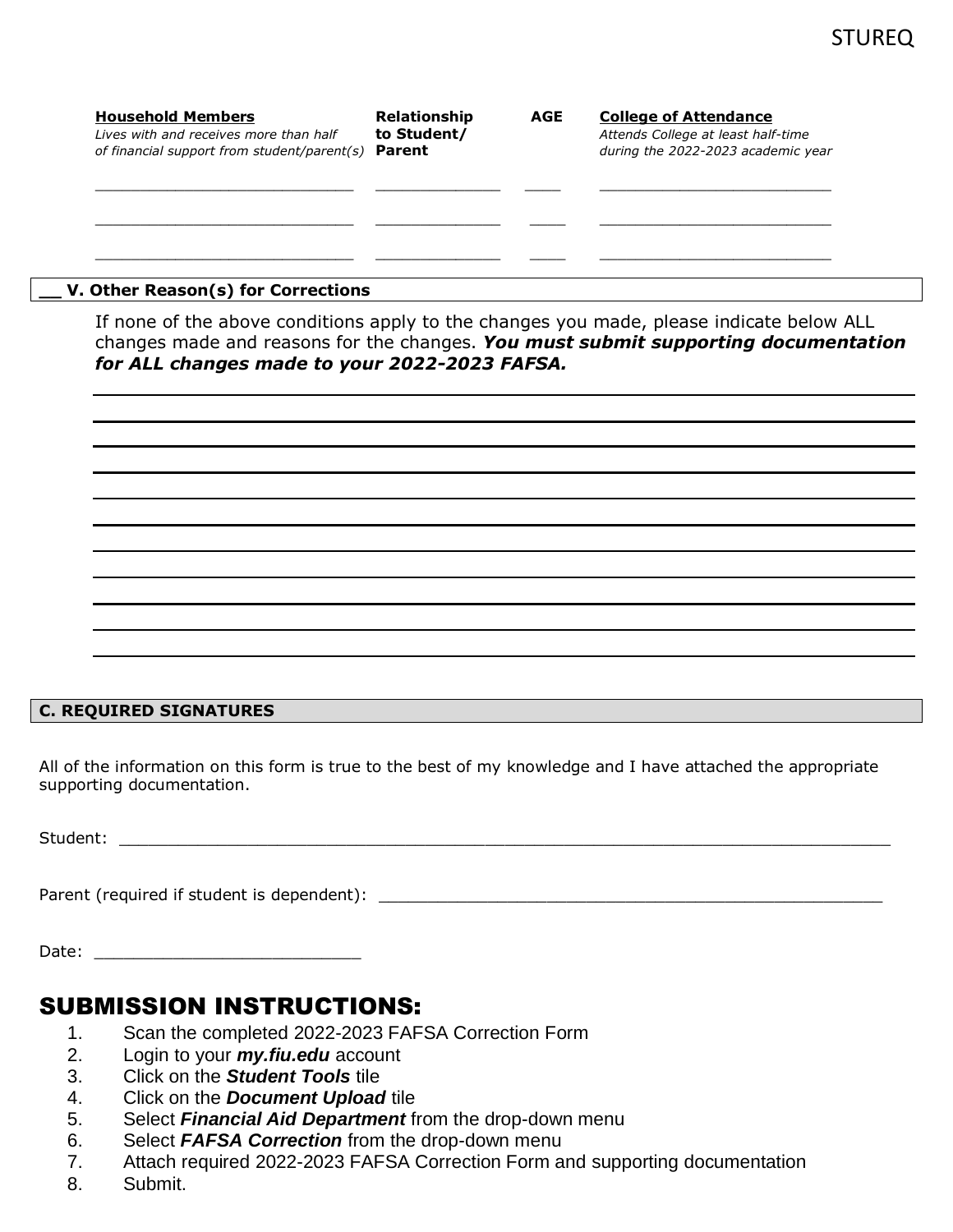| **Household Members** *Lives with and receives more than half of financial support from student/parent(s)* | **Relationship to Student/ Parent** | **AGE** | **College of Attendance** *Attends College at least half-time during the 2022-2023 academic year* |
|---|---|---|---|
| ________________________ | ____________ | ____ | ____________________ |
| ________________________ | ____________ | ____ | ____________________ |
| ________________________ | ____________ | ____ | ____________________ |

**__ V. Other Reason(s) for Corrections**

If none of the above conditions apply to the changes you made, please indicate below ALL changes made and reasons for the changes. ***You must submit supporting documentation for ALL changes made to your 2022-2023 FAFSA.***

______________________________________________________________________________

______________________________________________________________________________

______________________________________________________________________________

______________________________________________________________________________

______________________________________________________________________________

______________________________________________________________________________

______________________________________________________________________________

______________________________________________________________________________

______________________________________________________________________________

______________________________________________________________________________

______________________________________________________________________________

**C. REQUIRED SIGNATURES**

All of the information on this form is true to the best of my knowledge and I have attached the appropriate supporting documentation.

Student: ______________________________________________________________________

Parent (required if student is dependent): ____________________________________________

Date: ________________________

# SUBMISSION INSTRUCTIONS:

1. Scan the completed 2022-2023 FAFSA Correction Form
2. Login to your ***my.fiu.edu*** account
3. Click on the ***Student Tools*** tile
4. Click on the ***Document Upload*** tile
5. Select ***Financial Aid Department*** from the drop-down menu
6. Select ***FAFSA Correction*** from the drop-down menu
7. Attach required 2022-2023 FAFSA Correction Form and supporting documentation
8. Submit.